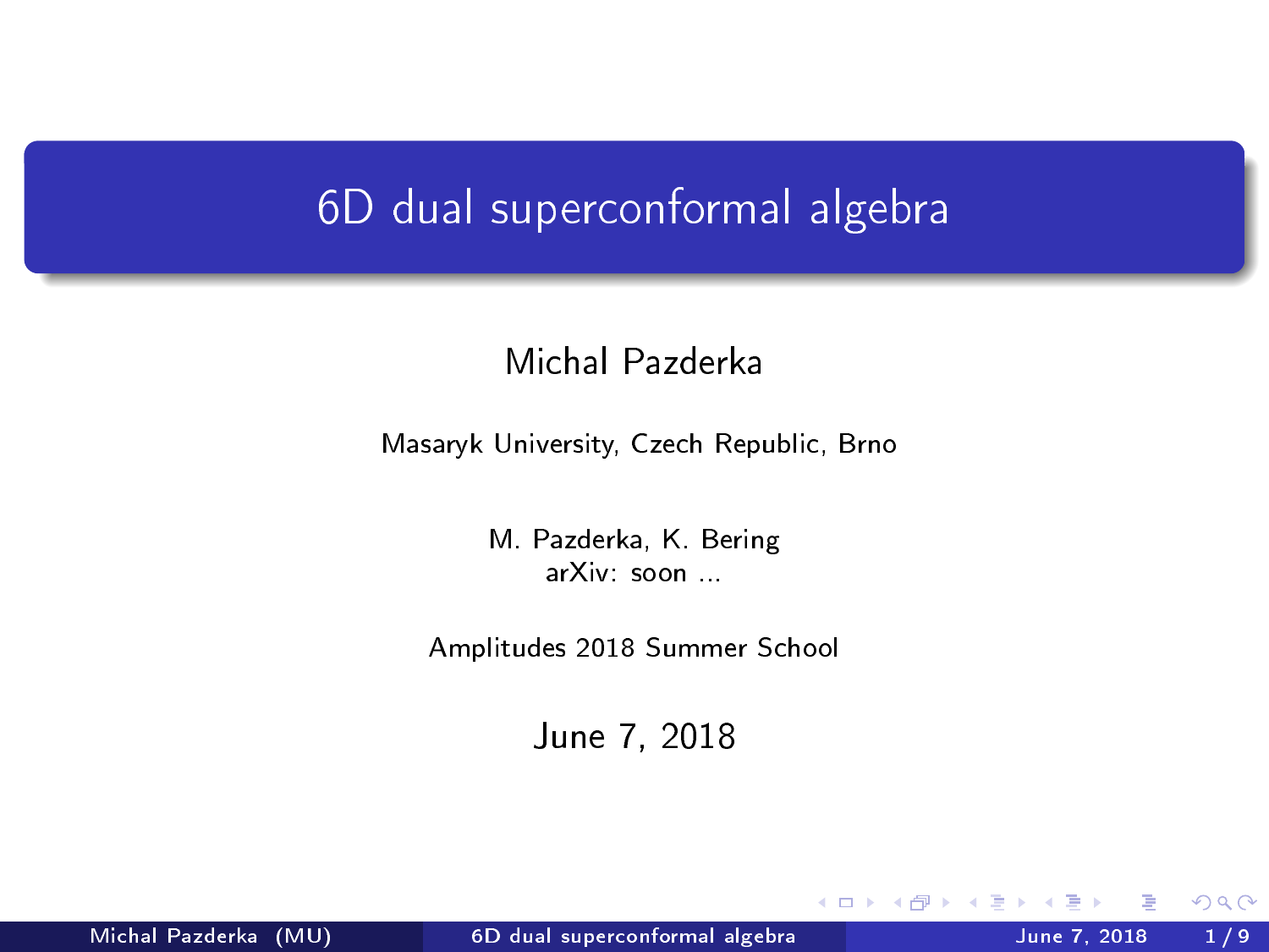# 6D dual superconformal algebra

Michal Pazderka

Masaryk University, Czech Republic, Brno

M. Pazderka, K. Bering
arXiv: soon ...

Amplitudes 2018 Summer School

June 7, 2018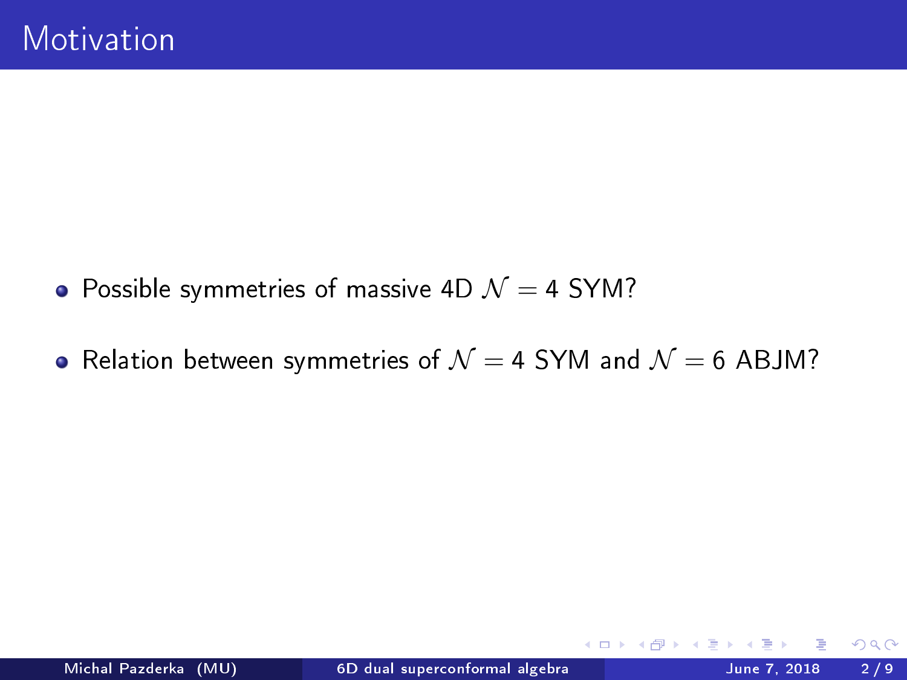# Motivation

- Possible symmetries of massive 4D $\mathcal{N} = 4$ SYM?
- Relation between symmetries of $\mathcal{N} = 4$ SYM and $\mathcal{N} = 6$ ABJM?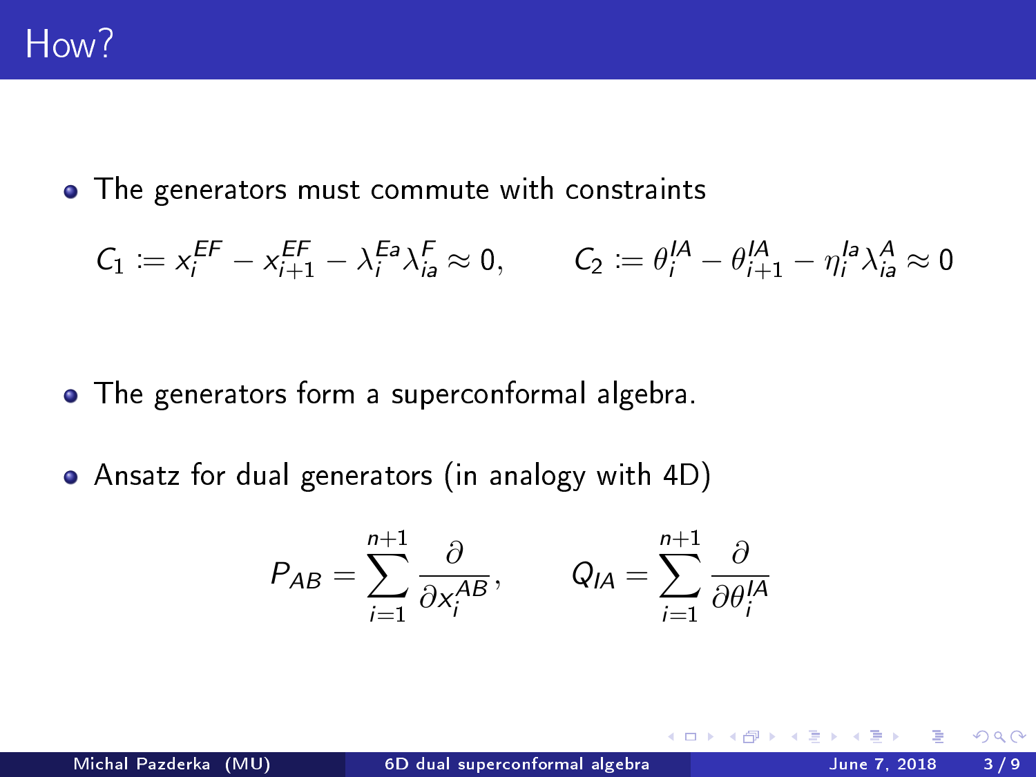# How?

- The generators must commute with constraints

$$C_1 := x_i^{EF} - x_{i+1}^{EF} - \lambda_i^{Ea}\lambda_{ia}^{F} \approx 0, \qquad C_2 := \theta_i^{IA} - \theta_{i+1}^{IA} - \eta_i^{Ia}\lambda_{ia}^{A} \approx 0$$

- The generators form a superconformal algebra.

- Ansatz for dual generators (in analogy with 4D)

$$P_{AB} = \sum_{i=1}^{n+1} \frac{\partial}{\partial x_i^{AB}}, \qquad Q_{IA} = \sum_{i=1}^{n+1} \frac{\partial}{\partial \theta_i^{IA}}$$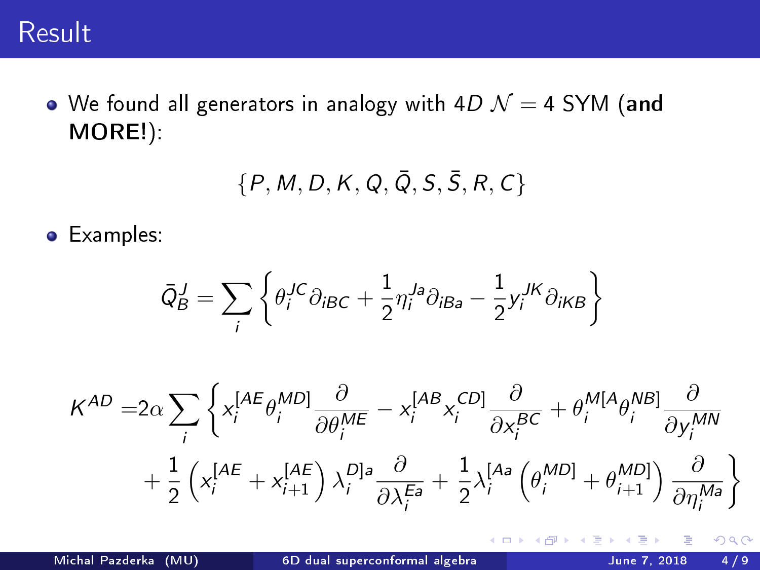# Result

- We found all generators in analogy with $4D$ $\mathcal{N}=4$ SYM (**and MORE!**):

$$\{P, M, D, K, Q, \bar{Q}, S, \bar{S}, R, C\}$$

- Examples:

$$\bar{Q}^J_B = \sum_i \left\{ \theta_i^{JC} \partial_{iBC} + \frac{1}{2} \eta_i^{Ja} \partial_{iBa} - \frac{1}{2} y_i^{JK} \partial_{iKB} \right\}$$

$$K^{AD} = 2\alpha \sum_i \left\{ x_i^{[AE} \theta_i^{MD]} \frac{\partial}{\partial \theta_i^{ME}} - x_i^{[AB} x_i^{CD]} \frac{\partial}{\partial x_i^{BC}} + \theta_i^{M[A} \theta_i^{NB]} \frac{\partial}{\partial y_i^{MN}} \right.$$
$$\left. + \frac{1}{2} \left( x_i^{[AE} + x_{i+1}^{[AE} \right) \lambda_i^{D]a} \frac{\partial}{\partial \lambda_i^{Ea}} + \frac{1}{2} \lambda_i^{[Aa} \left( \theta_i^{MD]} + \theta_{i+1}^{MD]} \right) \frac{\partial}{\partial \eta_i^{Ma}} \right\}$$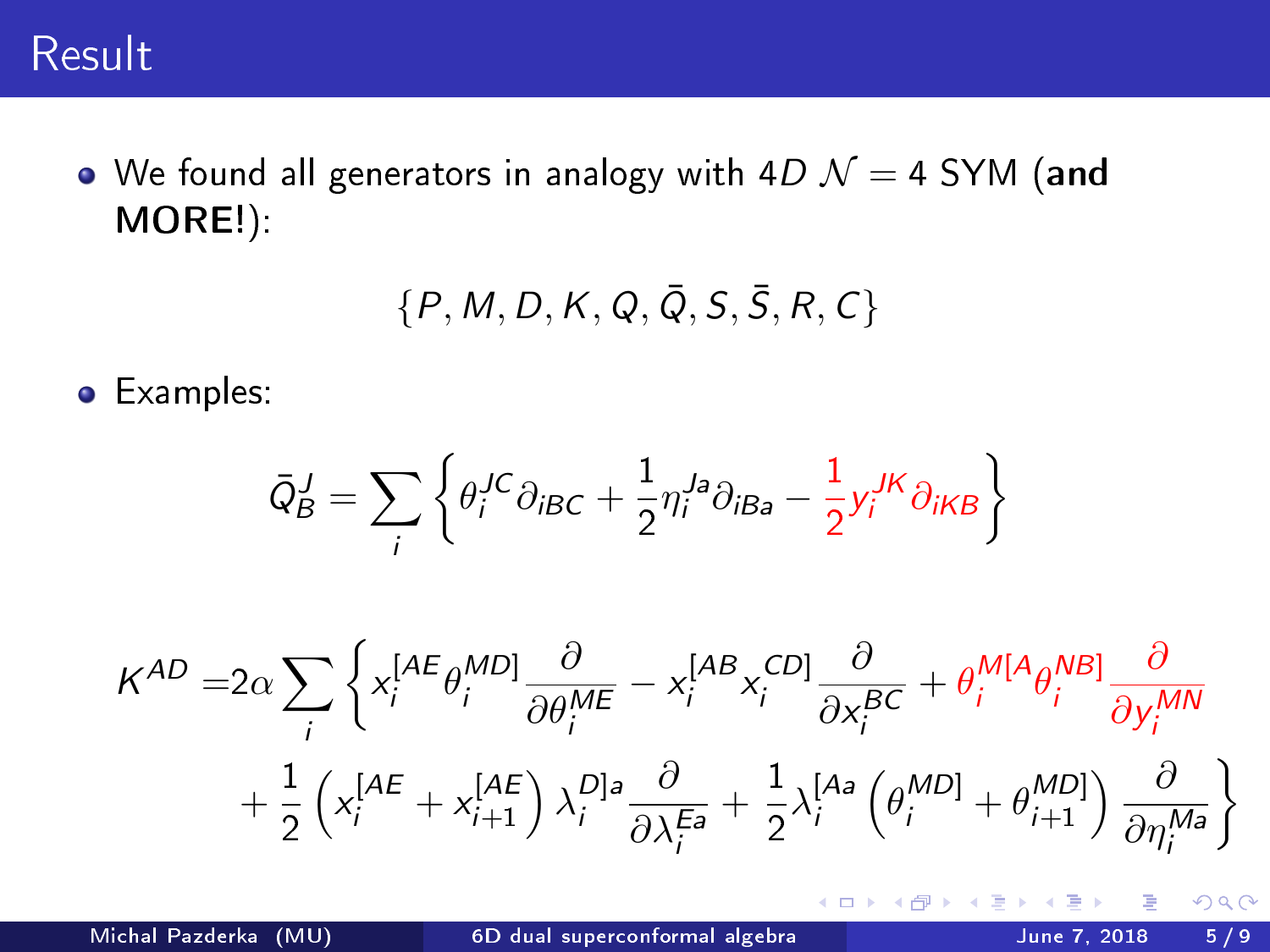# Result

- We found all generators in analogy with $4D$ $\mathcal{N} = 4$ SYM (**and MORE!**):

$$\{P, M, D, K, Q, \bar{Q}, S, \bar{S}, R, C\}$$

- Examples:

$$\bar{Q}^J_B = \sum_i \left\{ \theta_i^{JC} \partial_{iBC} + \frac{1}{2} \eta_i^{Ja} \partial_{iBa} - \frac{1}{2} y_i^{JK} \partial_{iKB} \right\}$$

$$K^{AD} = 2\alpha \sum_i \left\{ x_i^{[AE} \theta_i^{MD]} \frac{\partial}{\partial \theta_i^{ME}} - x_i^{[AB} x_i^{CD]} \frac{\partial}{\partial x_i^{BC}} + \theta_i^{M[A} \theta_i^{NB]} \frac{\partial}{\partial y_i^{MN}} \right.$$
$$\left. + \frac{1}{2} \left( x_i^{[AE} + x_{i+1}^{[AE} \right) \lambda_i^{D]a} \frac{\partial}{\partial \lambda_i^{Ea}} + \frac{1}{2} \lambda_i^{[Aa} \left( \theta_i^{MD]} + \theta_{i+1}^{MD]} \right) \frac{\partial}{\partial \eta_i^{Ma}} \right\}$$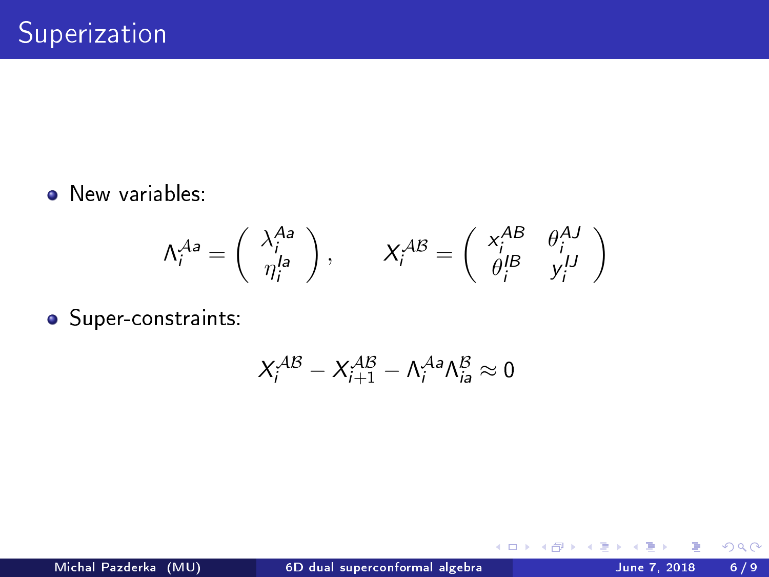# Superization

- New variables:

$$\Lambda_i^{\mathcal{A}a} = \begin{pmatrix} \lambda_i^{Aa} \\ \eta_i^{Ia} \end{pmatrix}, \qquad X_i^{\mathcal{A}\mathcal{B}} = \begin{pmatrix} x_i^{AB} & \theta_i^{AJ} \\ \theta_i^{IB} & y_i^{IJ} \end{pmatrix}$$

- Super-constraints:

$$X_i^{\mathcal{A}\mathcal{B}} - X_{i+1}^{\mathcal{A}\mathcal{B}} - \Lambda_i^{\mathcal{A}a}\Lambda_{ia}^{\mathcal{B}} \approx 0$$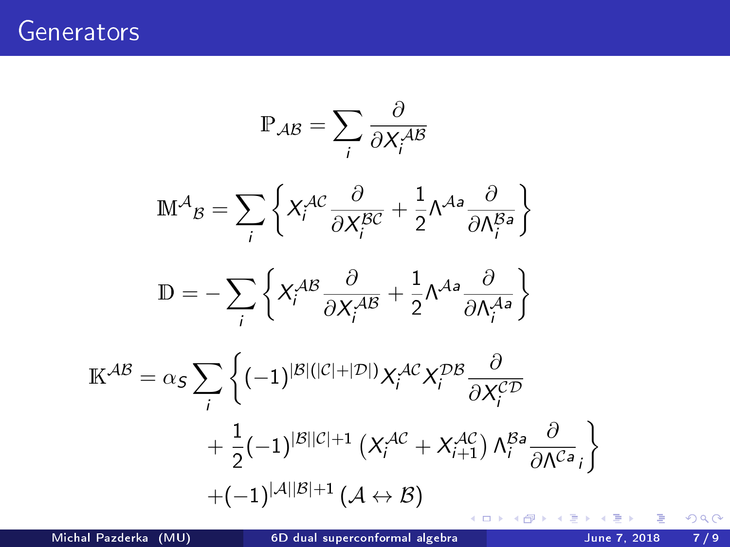# Generators

$$\mathbb{P}_{\mathcal{A}\mathcal{B}} = \sum_i \frac{\partial}{\partial X_i^{\mathcal{A}\mathcal{B}}}$$

$$\mathbb{M}^{\mathcal{A}}{}_{\mathcal{B}} = \sum_i \left\{ X_i^{\mathcal{A}\mathcal{C}} \frac{\partial}{\partial X_i^{\mathcal{B}\mathcal{C}}} + \frac{1}{2} \Lambda^{\mathcal{A}a} \frac{\partial}{\partial \Lambda_i^{\mathcal{B}a}} \right\}$$

$$\mathbb{D} = -\sum_i \left\{ X_i^{\mathcal{A}\mathcal{B}} \frac{\partial}{\partial X_i^{\mathcal{A}\mathcal{B}}} + \frac{1}{2} \Lambda^{\mathcal{A}a} \frac{\partial}{\partial \Lambda_i^{\mathcal{A}a}} \right\}$$

$$\begin{aligned}
\mathbb{K}^{\mathcal{A}\mathcal{B}} = \alpha_S \sum_i \Bigg\{ & (-1)^{|\mathcal{B}|(|\mathcal{C}|+|\mathcal{D}|)} X_i^{\mathcal{A}\mathcal{C}} X_i^{\mathcal{D}\mathcal{B}} \frac{\partial}{\partial X_i^{\mathcal{C}\mathcal{D}}} \\
& + \frac{1}{2} (-1)^{|\mathcal{B}||\mathcal{C}|+1} \left( X_i^{\mathcal{A}\mathcal{C}} + X_{i+1}^{\mathcal{A}\mathcal{C}} \right) \Lambda_i^{\mathcal{B}a} \frac{\partial}{\partial \Lambda^{\mathcal{C}a}{}_i} \Bigg\} \\
& + (-1)^{|\mathcal{A}||\mathcal{B}|+1} (\mathcal{A} \leftrightarrow \mathcal{B})
\end{aligned}$$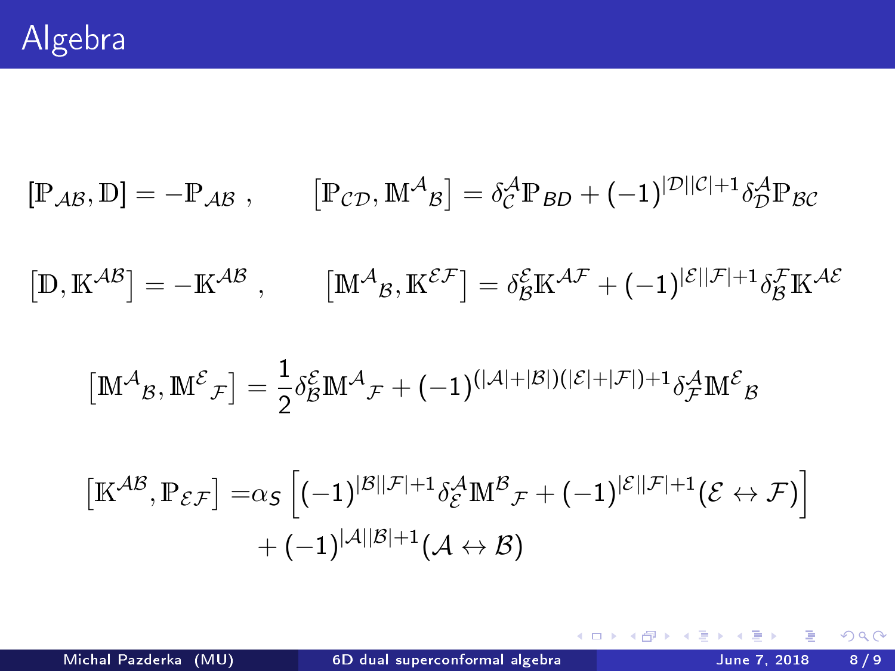# Algebra

$$[\mathbb{P}_{\mathcal{AB}}, \mathbb{D}] = -\mathbb{P}_{\mathcal{AB}} \ , \qquad \left[\mathbb{P}_{\mathcal{CD}}, \mathbb{M}^{\mathcal{A}}{}_{\mathcal{B}}\right] = \delta^{\mathcal{A}}_{\mathcal{C}} \mathbb{P}_{BD} + (-1)^{|\mathcal{D}||\mathcal{C}|+1} \delta^{\mathcal{A}}_{\mathcal{D}} \mathbb{P}_{\mathcal{BC}}$$

$$\left[\mathbb{D}, \mathbb{K}^{\mathcal{AB}}\right] = -\mathbb{K}^{\mathcal{AB}} \ , \qquad \left[\mathbb{M}^{\mathcal{A}}{}_{\mathcal{B}}, \mathbb{K}^{\mathcal{EF}}\right] = \delta^{\mathcal{E}}_{\mathcal{B}} \mathbb{K}^{\mathcal{AF}} + (-1)^{|\mathcal{E}||\mathcal{F}|+1} \delta^{\mathcal{F}}_{\mathcal{B}} \mathbb{K}^{\mathcal{AE}}$$

$$\left[\mathbb{M}^{\mathcal{A}}{}_{\mathcal{B}}, \mathbb{M}^{\mathcal{E}}{}_{\mathcal{F}}\right] = \frac{1}{2} \delta^{\mathcal{E}}_{\mathcal{B}} \mathbb{M}^{\mathcal{A}}{}_{\mathcal{F}} + (-1)^{(|\mathcal{A}|+|\mathcal{B}|)(|\mathcal{E}|+|\mathcal{F}|)+1} \delta^{\mathcal{A}}_{\mathcal{F}} \mathbb{M}^{\mathcal{E}}{}_{\mathcal{B}}$$

$$\begin{aligned}\left[\mathbb{K}^{\mathcal{AB}}, \mathbb{P}_{\mathcal{EF}}\right] =& \alpha_S \left[(-1)^{|\mathcal{B}||\mathcal{F}|+1} \delta^{\mathcal{A}}_{\mathcal{E}} \mathbb{M}^{\mathcal{B}}{}_{\mathcal{F}} + (-1)^{|\mathcal{E}||\mathcal{F}|+1} (\mathcal{E} \leftrightarrow \mathcal{F})\right] \\ &+ (-1)^{|\mathcal{A}||\mathcal{B}|+1} (\mathcal{A} \leftrightarrow \mathcal{B})\end{aligned}$$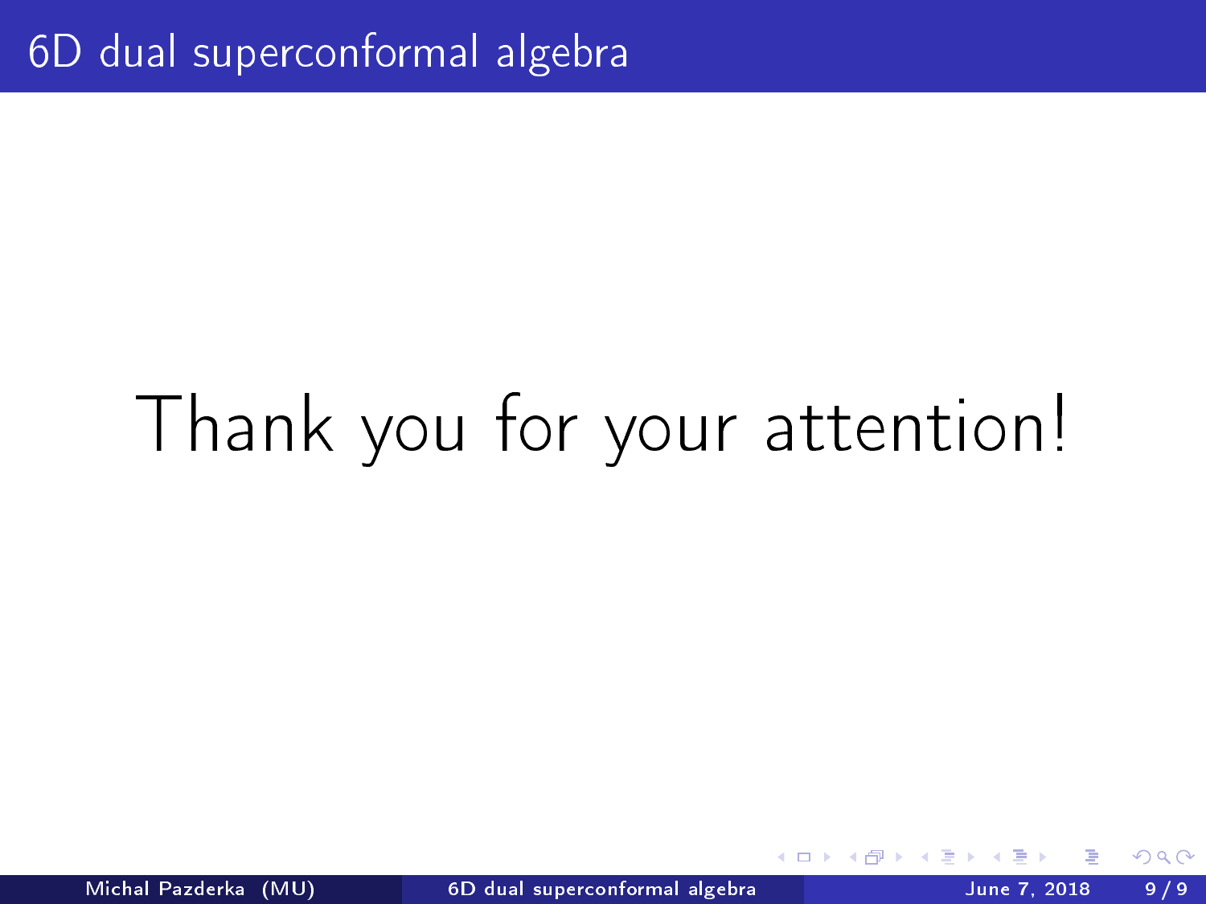# 6D dual superconformal algebra

Thank you for your attention!